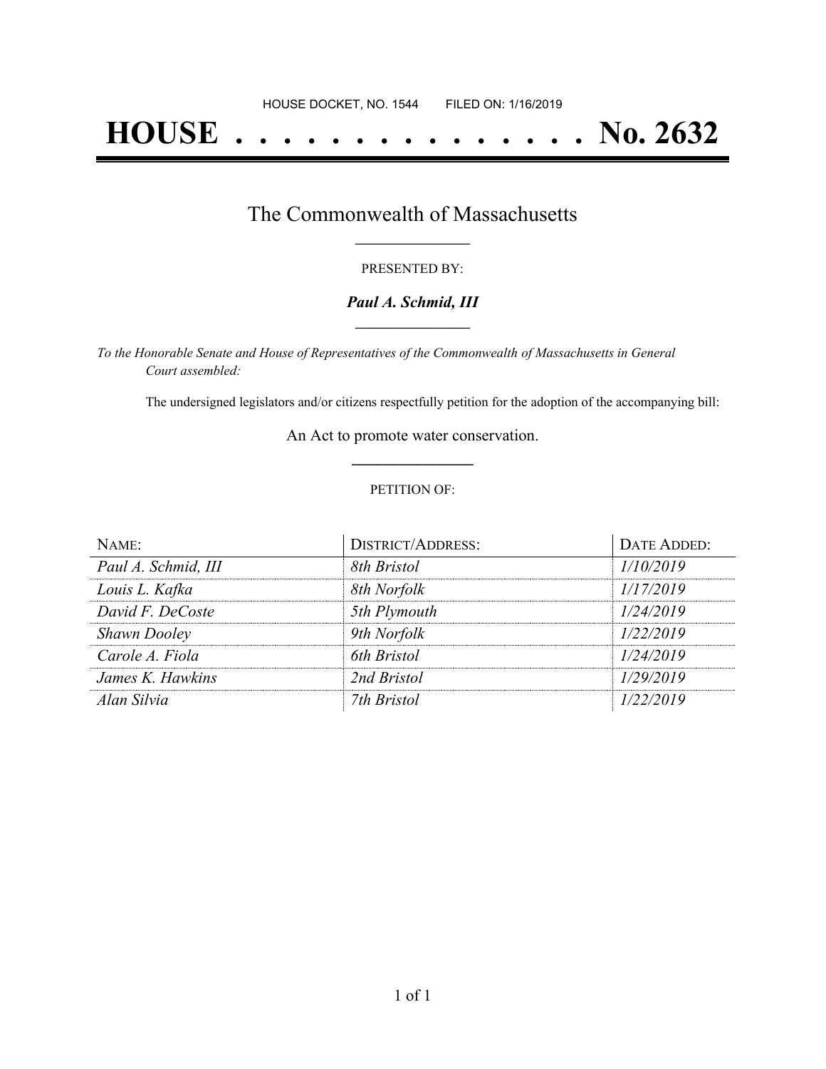HOUSE DOCKET, NO. 1544 FILED ON: 1/16/2019

# HOUSE . . . . . . . . . . . . . . . No. 2632

## The Commonwealth of Massachusetts

PRESENTED BY:

***Paul A. Schmid, III***

*To the Honorable Senate and House of Representatives of the Commonwealth of Massachusetts in General Court assembled:*

The undersigned legislators and/or citizens respectfully petition for the adoption of the accompanying bill:

An Act to promote water conservation.

PETITION OF:

| NAME: | DISTRICT/ADDRESS: | DATE ADDED: |
| --- | --- | --- |
| *Paul A. Schmid, III* | *8th Bristol* | *1/10/2019* |
| *Louis L. Kafka* | *8th Norfolk* | *1/17/2019* |
| *David F. DeCoste* | *5th Plymouth* | *1/24/2019* |
| *Shawn Dooley* | *9th Norfolk* | *1/22/2019* |
| *Carole A. Fiola* | *6th Bristol* | *1/24/2019* |
| *James K. Hawkins* | *2nd Bristol* | *1/29/2019* |
| *Alan Silvia* | *7th Bristol* | *1/22/2019* |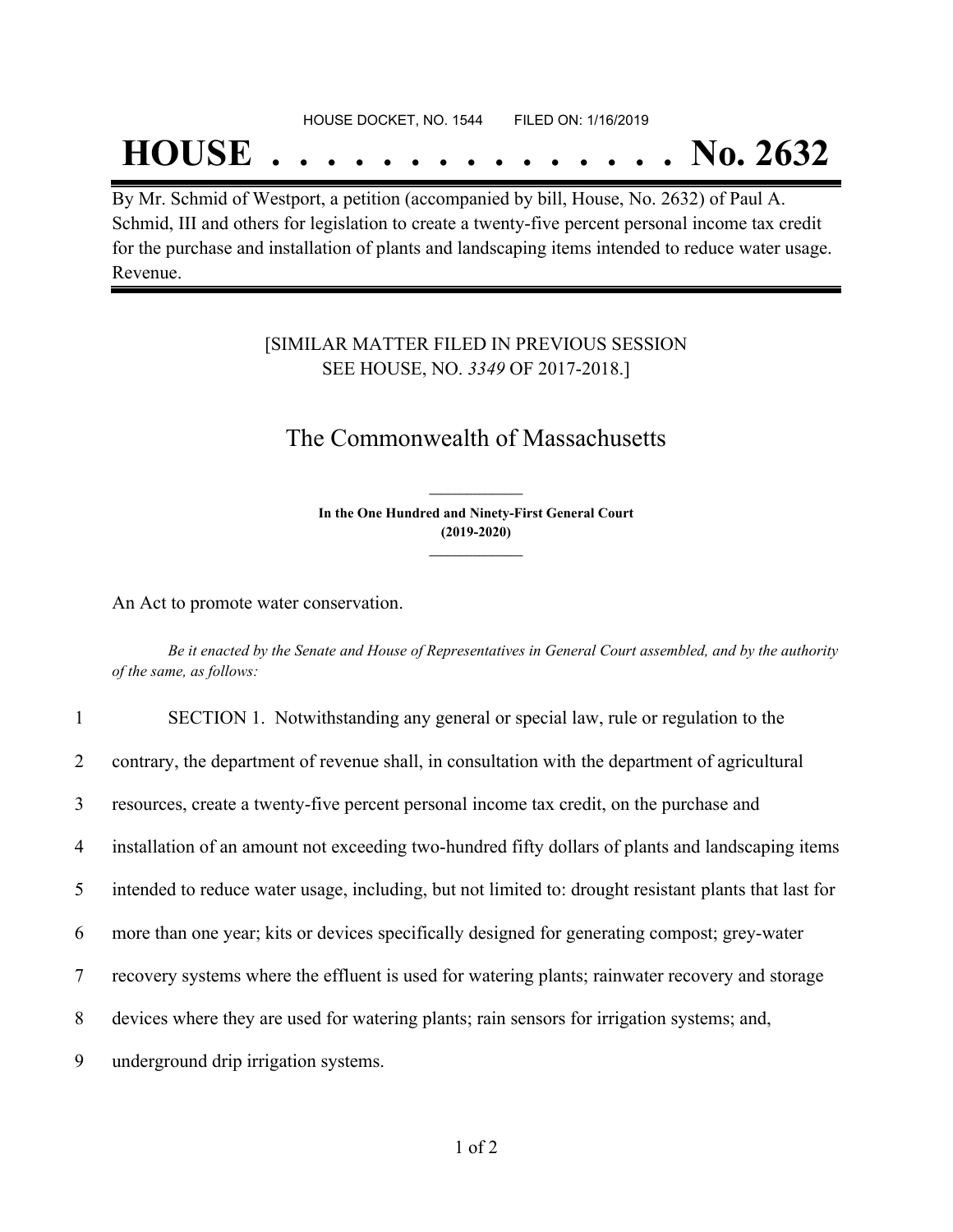HOUSE DOCKET, NO. 1544 FILED ON: 1/16/2019

# HOUSE . . . . . . . . . . . . . . . No. 2632

By Mr. Schmid of Westport, a petition (accompanied by bill, House, No. 2632) of Paul A. Schmid, III and others for legislation to create a twenty-five percent personal income tax credit for the purchase and installation of plants and landscaping items intended to reduce water usage. Revenue.

[SIMILAR MATTER FILED IN PREVIOUS SESSION SEE HOUSE, NO. *3349* OF 2017-2018.]

## The Commonwealth of Massachusetts

**In the One Hundred and Ninety-First General Court (2019-2020)**

An Act to promote water conservation.

*Be it enacted by the Senate and House of Representatives in General Court assembled, and by the authority of the same, as follows:*

1 SECTION 1. Notwithstanding any general or special law, rule or regulation to the
2 contrary, the department of revenue shall, in consultation with the department of agricultural
3 resources, create a twenty-five percent personal income tax credit, on the purchase and
4 installation of an amount not exceeding two-hundred fifty dollars of plants and landscaping items
5 intended to reduce water usage, including, but not limited to: drought resistant plants that last for
6 more than one year; kits or devices specifically designed for generating compost; grey-water
7 recovery systems where the effluent is used for watering plants; rainwater recovery and storage
8 devices where they are used for watering plants; rain sensors for irrigation systems; and,
9 underground drip irrigation systems.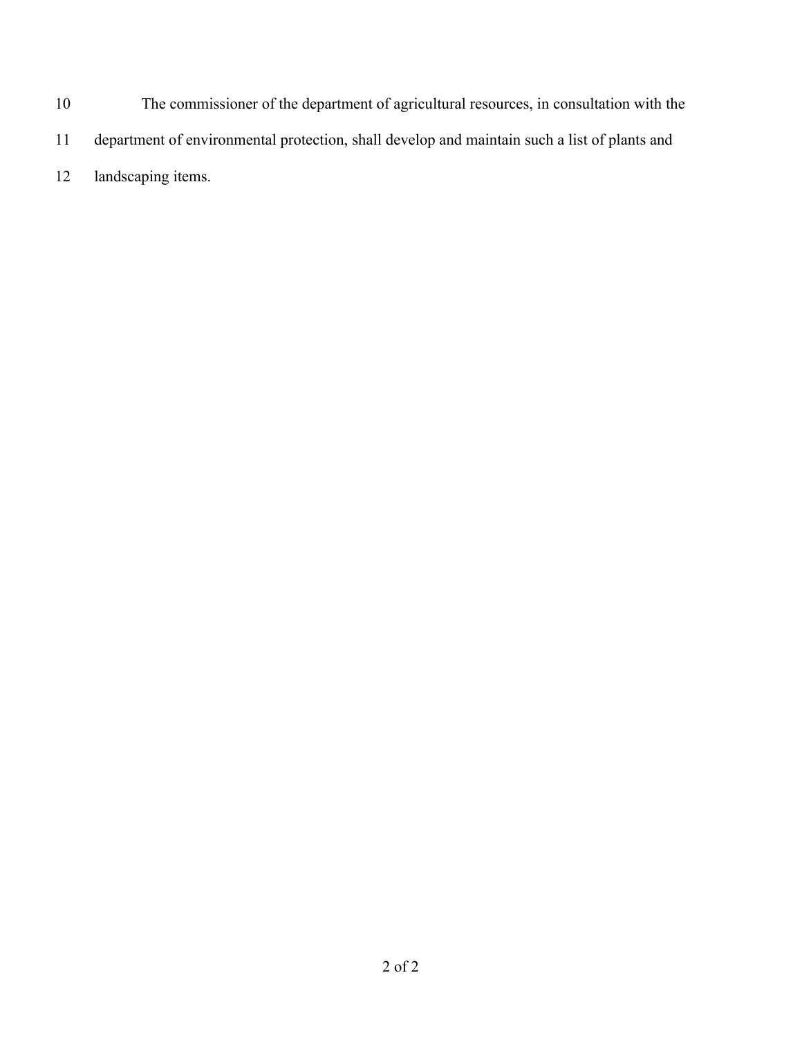The commissioner of the department of agricultural resources, in consultation with the department of environmental protection, shall develop and maintain such a list of plants and landscaping items.